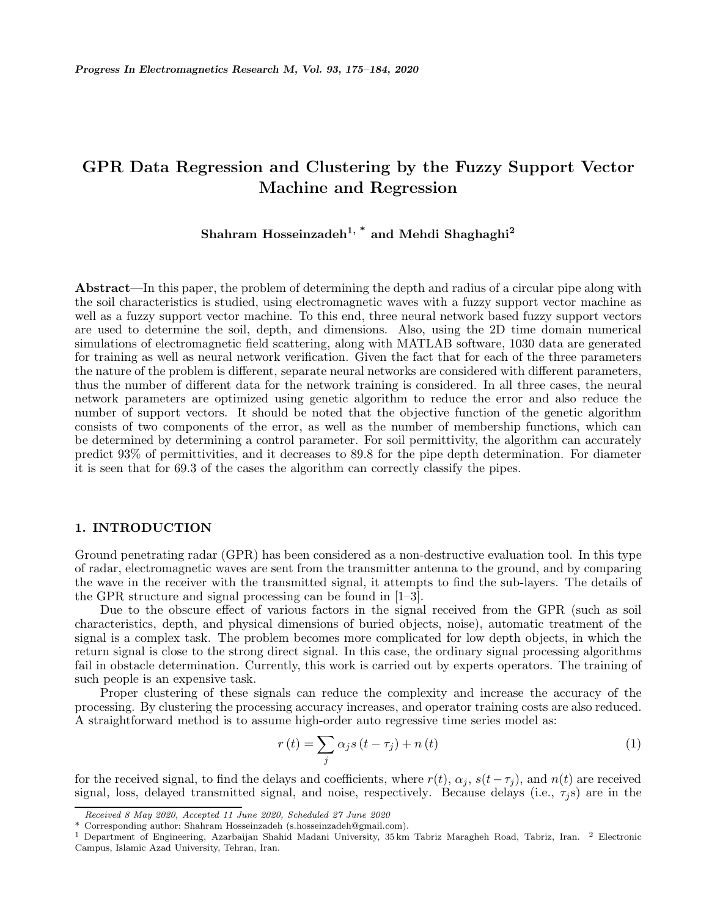# GPR Data Regression and Clustering by the Fuzzy Support Vector Machine and Regression

**Shahram Hosseinzadeh[1, *] and Mehdi Shaghaghi[2]**

**Abstract**—In this paper, the problem of determining the depth and radius of a circular pipe along with the soil characteristics is studied, using electromagnetic waves with a fuzzy support vector machine as well as a fuzzy support vector machine. To this end, three neural network based fuzzy support vectors are used to determine the soil, depth, and dimensions. Also, using the 2D time domain numerical simulations of electromagnetic field scattering, along with MATLAB software, 1030 data are generated for training as well as neural network verification. Given the fact that for each of the three parameters the nature of the problem is different, separate neural networks are considered with different parameters, thus the number of different data for the network training is considered. In all three cases, the neural network parameters are optimized using genetic algorithm to reduce the error and also reduce the number of support vectors. It should be noted that the objective function of the genetic algorithm consists of two components of the error, as well as the number of membership functions, which can be determined by determining a control parameter. For soil permittivity, the algorithm can accurately predict 93% of permittivities, and it decreases to 89.8 for the pipe depth determination. For diameter it is seen that for 69.3 of the cases the algorithm can correctly classify the pipes.

## 1. INTRODUCTION

Ground penetrating radar (GPR) has been considered as a non-destructive evaluation tool. In this type of radar, electromagnetic waves are sent from the transmitter antenna to the ground, and by comparing the wave in the receiver with the transmitted signal, it attempts to find the sub-layers. The details of the GPR structure and signal processing can be found in [1–3].

Due to the obscure effect of various factors in the signal received from the GPR (such as soil characteristics, depth, and physical dimensions of buried objects, noise), automatic treatment of the signal is a complex task. The problem becomes more complicated for low depth objects, in which the return signal is close to the strong direct signal. In this case, the ordinary signal processing algorithms fail in obstacle determination. Currently, this work is carried out by experts operators. The training of such people is an expensive task.

Proper clustering of these signals can reduce the complexity and increase the accuracy of the processing. By clustering the processing accuracy increases, and operator training costs are also reduced. A straightforward method is to assume high-order auto regressive time series model as:

$$r(t) = \sum_{j} \alpha_j s(t - \tau_j) + n(t) \tag{1}$$

for the received signal, to find the delays and coefficients, where $r(t)$, $\alpha_j$, $s(t - \tau_j)$, and $n(t)$ are received signal, loss, delayed transmitted signal, and noise, respectively. Because delays (i.e., $\tau_j$s) are in the

*Received 8 May 2020, Accepted 11 June 2020, Scheduled 27 June 2020*

\* Corresponding author: Shahram Hosseinzadeh (s.hosseinzadeh@gmail.com).

[1] Department of Engineering, Azarbaijan Shahid Madani University, 35 km Tabriz Maragheh Road, Tabriz, Iran. [2] Electronic Campus, Islamic Azad University, Tehran, Iran.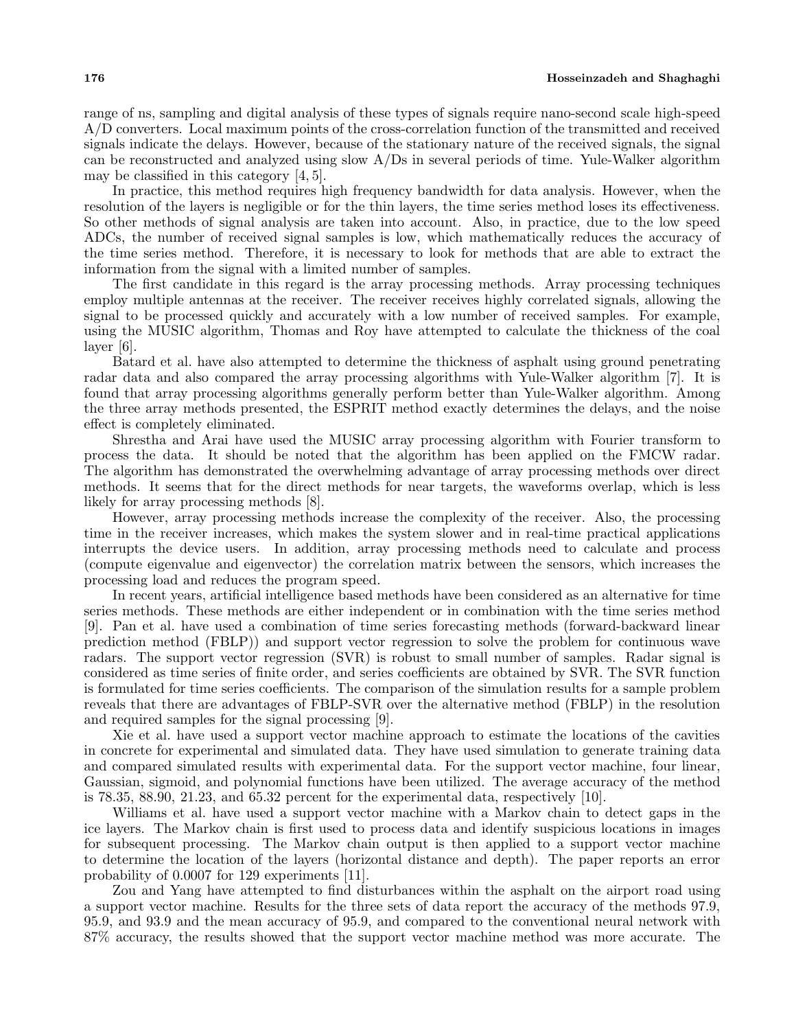range of ns, sampling and digital analysis of these types of signals require nano-second scale high-speed A/D converters. Local maximum points of the cross-correlation function of the transmitted and received signals indicate the delays. However, because of the stationary nature of the received signals, the signal can be reconstructed and analyzed using slow A/Ds in several periods of time. Yule-Walker algorithm may be classified in this category [4, 5].

In practice, this method requires high frequency bandwidth for data analysis. However, when the resolution of the layers is negligible or for the thin layers, the time series method loses its effectiveness. So other methods of signal analysis are taken into account. Also, in practice, due to the low speed ADCs, the number of received signal samples is low, which mathematically reduces the accuracy of the time series method. Therefore, it is necessary to look for methods that are able to extract the information from the signal with a limited number of samples.

The first candidate in this regard is the array processing methods. Array processing techniques employ multiple antennas at the receiver. The receiver receives highly correlated signals, allowing the signal to be processed quickly and accurately with a low number of received samples. For example, using the MUSIC algorithm, Thomas and Roy have attempted to calculate the thickness of the coal layer [6].

Batard et al. have also attempted to determine the thickness of asphalt using ground penetrating radar data and also compared the array processing algorithms with Yule-Walker algorithm [7]. It is found that array processing algorithms generally perform better than Yule-Walker algorithm. Among the three array methods presented, the ESPRIT method exactly determines the delays, and the noise effect is completely eliminated.

Shrestha and Arai have used the MUSIC array processing algorithm with Fourier transform to process the data. It should be noted that the algorithm has been applied on the FMCW radar. The algorithm has demonstrated the overwhelming advantage of array processing methods over direct methods. It seems that for the direct methods for near targets, the waveforms overlap, which is less likely for array processing methods [8].

However, array processing methods increase the complexity of the receiver. Also, the processing time in the receiver increases, which makes the system slower and in real-time practical applications interrupts the device users. In addition, array processing methods need to calculate and process (compute eigenvalue and eigenvector) the correlation matrix between the sensors, which increases the processing load and reduces the program speed.

In recent years, artificial intelligence based methods have been considered as an alternative for time series methods. These methods are either independent or in combination with the time series method [9]. Pan et al. have used a combination of time series forecasting methods (forward-backward linear prediction method (FBLP)) and support vector regression to solve the problem for continuous wave radars. The support vector regression (SVR) is robust to small number of samples. Radar signal is considered as time series of finite order, and series coefficients are obtained by SVR. The SVR function is formulated for time series coefficients. The comparison of the simulation results for a sample problem reveals that there are advantages of FBLP-SVR over the alternative method (FBLP) in the resolution and required samples for the signal processing [9].

Xie et al. have used a support vector machine approach to estimate the locations of the cavities in concrete for experimental and simulated data. They have used simulation to generate training data and compared simulated results with experimental data. For the support vector machine, four linear, Gaussian, sigmoid, and polynomial functions have been utilized. The average accuracy of the method is 78.35, 88.90, 21.23, and 65.32 percent for the experimental data, respectively [10].

Williams et al. have used a support vector machine with a Markov chain to detect gaps in the ice layers. The Markov chain is first used to process data and identify suspicious locations in images for subsequent processing. The Markov chain output is then applied to a support vector machine to determine the location of the layers (horizontal distance and depth). The paper reports an error probability of 0.0007 for 129 experiments [11].

Zou and Yang have attempted to find disturbances within the asphalt on the airport road using a support vector machine. Results for the three sets of data report the accuracy of the methods 97.9, 95.9, and 93.9 and the mean accuracy of 95.9, and compared to the conventional neural network with 87% accuracy, the results showed that the support vector machine method was more accurate. The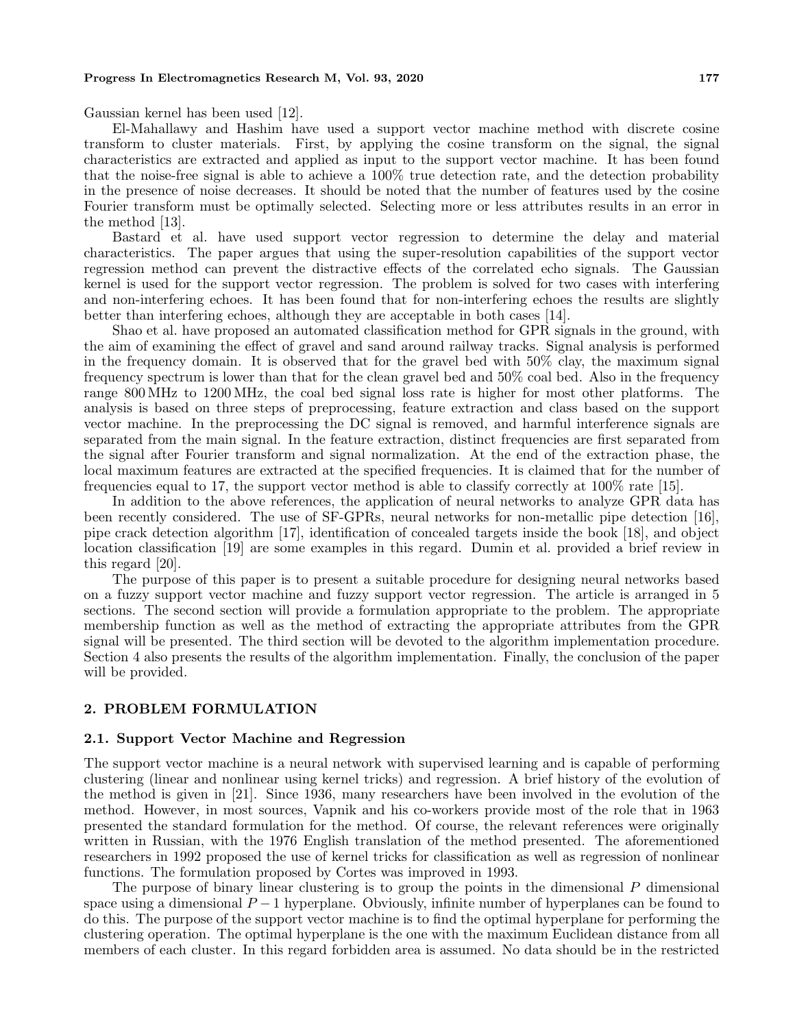Gaussian kernel has been used [12].

El-Mahallawy and Hashim have used a support vector machine method with discrete cosine transform to cluster materials. First, by applying the cosine transform on the signal, the signal characteristics are extracted and applied as input to the support vector machine. It has been found that the noise-free signal is able to achieve a 100% true detection rate, and the detection probability in the presence of noise decreases. It should be noted that the number of features used by the cosine Fourier transform must be optimally selected. Selecting more or less attributes results in an error in the method [13].

Bastard et al. have used support vector regression to determine the delay and material characteristics. The paper argues that using the super-resolution capabilities of the support vector regression method can prevent the distractive effects of the correlated echo signals. The Gaussian kernel is used for the support vector regression. The problem is solved for two cases with interfering and non-interfering echoes. It has been found that for non-interfering echoes the results are slightly better than interfering echoes, although they are acceptable in both cases [14].

Shao et al. have proposed an automated classification method for GPR signals in the ground, with the aim of examining the effect of gravel and sand around railway tracks. Signal analysis is performed in the frequency domain. It is observed that for the gravel bed with 50% clay, the maximum signal frequency spectrum is lower than that for the clean gravel bed and 50% coal bed. Also in the frequency range 800 MHz to 1200 MHz, the coal bed signal loss rate is higher for most other platforms. The analysis is based on three steps of preprocessing, feature extraction and class based on the support vector machine. In the preprocessing the DC signal is removed, and harmful interference signals are separated from the main signal. In the feature extraction, distinct frequencies are first separated from the signal after Fourier transform and signal normalization. At the end of the extraction phase, the local maximum features are extracted at the specified frequencies. It is claimed that for the number of frequencies equal to 17, the support vector method is able to classify correctly at 100% rate [15].

In addition to the above references, the application of neural networks to analyze GPR data has been recently considered. The use of SF-GPRs, neural networks for non-metallic pipe detection [16], pipe crack detection algorithm [17], identification of concealed targets inside the book [18], and object location classification [19] are some examples in this regard. Dumin et al. provided a brief review in this regard [20].

The purpose of this paper is to present a suitable procedure for designing neural networks based on a fuzzy support vector machine and fuzzy support vector regression. The article is arranged in 5 sections. The second section will provide a formulation appropriate to the problem. The appropriate membership function as well as the method of extracting the appropriate attributes from the GPR signal will be presented. The third section will be devoted to the algorithm implementation procedure. Section 4 also presents the results of the algorithm implementation. Finally, the conclusion of the paper will be provided.

## 2. PROBLEM FORMULATION

### 2.1. Support Vector Machine and Regression

The support vector machine is a neural network with supervised learning and is capable of performing clustering (linear and nonlinear using kernel tricks) and regression. A brief history of the evolution of the method is given in [21]. Since 1936, many researchers have been involved in the evolution of the method. However, in most sources, Vapnik and his co-workers provide most of the role that in 1963 presented the standard formulation for the method. Of course, the relevant references were originally written in Russian, with the 1976 English translation of the method presented. The aforementioned researchers in 1992 proposed the use of kernel tricks for classification as well as regression of nonlinear functions. The formulation proposed by Cortes was improved in 1993.

The purpose of binary linear clustering is to group the points in the dimensional $P$ dimensional space using a dimensional $P - 1$ hyperplane. Obviously, infinite number of hyperplanes can be found to do this. The purpose of the support vector machine is to find the optimal hyperplane for performing the clustering operation. The optimal hyperplane is the one with the maximum Euclidean distance from all members of each cluster. In this regard forbidden area is assumed. No data should be in the restricted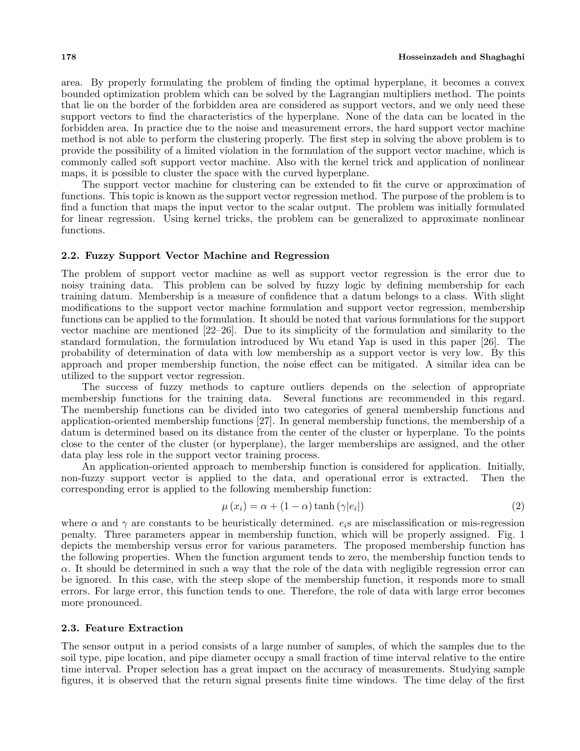area. By properly formulating the problem of finding the optimal hyperplane, it becomes a convex bounded optimization problem which can be solved by the Lagrangian multipliers method. The points that lie on the border of the forbidden area are considered as support vectors, and we only need these support vectors to find the characteristics of the hyperplane. None of the data can be located in the forbidden area. In practice due to the noise and measurement errors, the hard support vector machine method is not able to perform the clustering properly. The first step in solving the above problem is to provide the possibility of a limited violation in the formulation of the support vector machine, which is commonly called soft support vector machine. Also with the kernel trick and application of nonlinear maps, it is possible to cluster the space with the curved hyperplane.

The support vector machine for clustering can be extended to fit the curve or approximation of functions. This topic is known as the support vector regression method. The purpose of the problem is to find a function that maps the input vector to the scalar output. The problem was initially formulated for linear regression. Using kernel tricks, the problem can be generalized to approximate nonlinear functions.

### 2.2. Fuzzy Support Vector Machine and Regression

The problem of support vector machine as well as support vector regression is the error due to noisy training data. This problem can be solved by fuzzy logic by defining membership for each training datum. Membership is a measure of confidence that a datum belongs to a class. With slight modifications to the support vector machine formulation and support vector regression, membership functions can be applied to the formulation. It should be noted that various formulations for the support vector machine are mentioned [22–26]. Due to its simplicity of the formulation and similarity to the standard formulation, the formulation introduced by Wu etand Yap is used in this paper [26]. The probability of determination of data with low membership as a support vector is very low. By this approach and proper membership function, the noise effect can be mitigated. A similar idea can be utilized to the support vector regression.

The success of fuzzy methods to capture outliers depends on the selection of appropriate membership functions for the training data. Several functions are recommended in this regard. The membership functions can be divided into two categories of general membership functions and application-oriented membership functions [27]. In general membership functions, the membership of a datum is determined based on its distance from the center of the cluster or hyperplane. To the points close to the center of the cluster (or hyperplane), the larger memberships are assigned, and the other data play less role in the support vector training process.

An application-oriented approach to membership function is considered for application. Initially, non-fuzzy support vector is applied to the data, and operational error is extracted. Then the corresponding error is applied to the following membership function:

$$\mu\left(x_i\right) = \alpha + (1-\alpha)\tanh\left(\gamma|e_i|\right) \tag{2}$$

where $\alpha$ and $\gamma$ are constants to be heuristically determined. $e_i$s are misclassification or mis-regression penalty. Three parameters appear in membership function, which will be properly assigned. Fig. 1 depicts the membership versus error for various parameters. The proposed membership function has the following properties. When the function argument tends to zero, the membership function tends to $\alpha$. It should be determined in such a way that the role of the data with negligible regression error can be ignored. In this case, with the steep slope of the membership function, it responds more to small errors. For large error, this function tends to one. Therefore, the role of data with large error becomes more pronounced.

### 2.3. Feature Extraction

The sensor output in a period consists of a large number of samples, of which the samples due to the soil type, pipe location, and pipe diameter occupy a small fraction of time interval relative to the entire time interval. Proper selection has a great impact on the accuracy of measurements. Studying sample figures, it is observed that the return signal presents finite time windows. The time delay of the first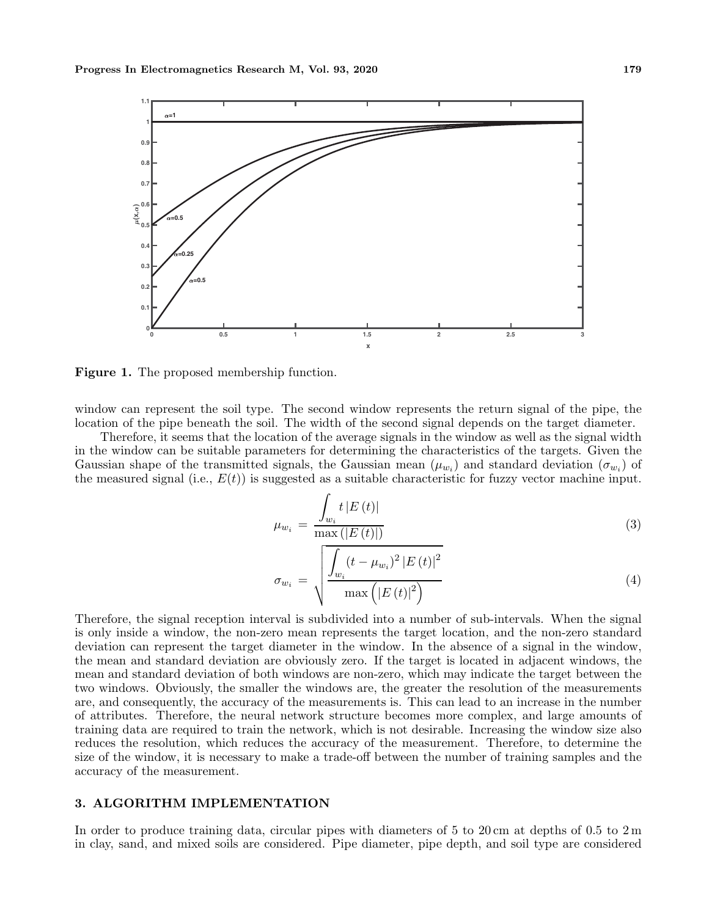**Figure 1.** The proposed membership function.

window can represent the soil type. The second window represents the return signal of the pipe, the location of the pipe beneath the soil. The width of the second signal depends on the target diameter.

Therefore, it seems that the location of the average signals in the window as well as the signal width in the window can be suitable parameters for determining the characteristics of the targets. Given the Gaussian shape of the transmitted signals, the Gaussian mean ($\mu_{w_i}$) and standard deviation ($\sigma_{w_i}$) of the measured signal (i.e., $E(t)$) is suggested as a suitable characteristic for fuzzy vector machine input.

$$\mu_{w_i} = \frac{\int_{w_i} t\,|E(t)|}{\max(|E(t)|)} \tag{3}$$

$$\sigma_{w_i} = \sqrt{\frac{\int_{w_i} (t-\mu_{w_i})^2\,|E(t)|^2}{\max\left(|E(t)|^2\right)}} \tag{4}$$

Therefore, the signal reception interval is subdivided into a number of sub-intervals. When the signal is only inside a window, the non-zero mean represents the target location, and the non-zero standard deviation can represent the target diameter in the window. In the absence of a signal in the window, the mean and standard deviation are obviously zero. If the target is located in adjacent windows, the mean and standard deviation of both windows are non-zero, which may indicate the target between the two windows. Obviously, the smaller the windows are, the greater the resolution of the measurements are, and consequently, the accuracy of the measurements is. This can lead to an increase in the number of attributes. Therefore, the neural network structure becomes more complex, and large amounts of training data are required to train the network, which is not desirable. Increasing the window size also reduces the resolution, which reduces the accuracy of the measurement. Therefore, to determine the size of the window, it is necessary to make a trade-off between the number of training samples and the accuracy of the measurement.

## 3. ALGORITHM IMPLEMENTATION

In order to produce training data, circular pipes with diameters of 5 to 20 cm at depths of 0.5 to 2 m in clay, sand, and mixed soils are considered. Pipe diameter, pipe depth, and soil type are considered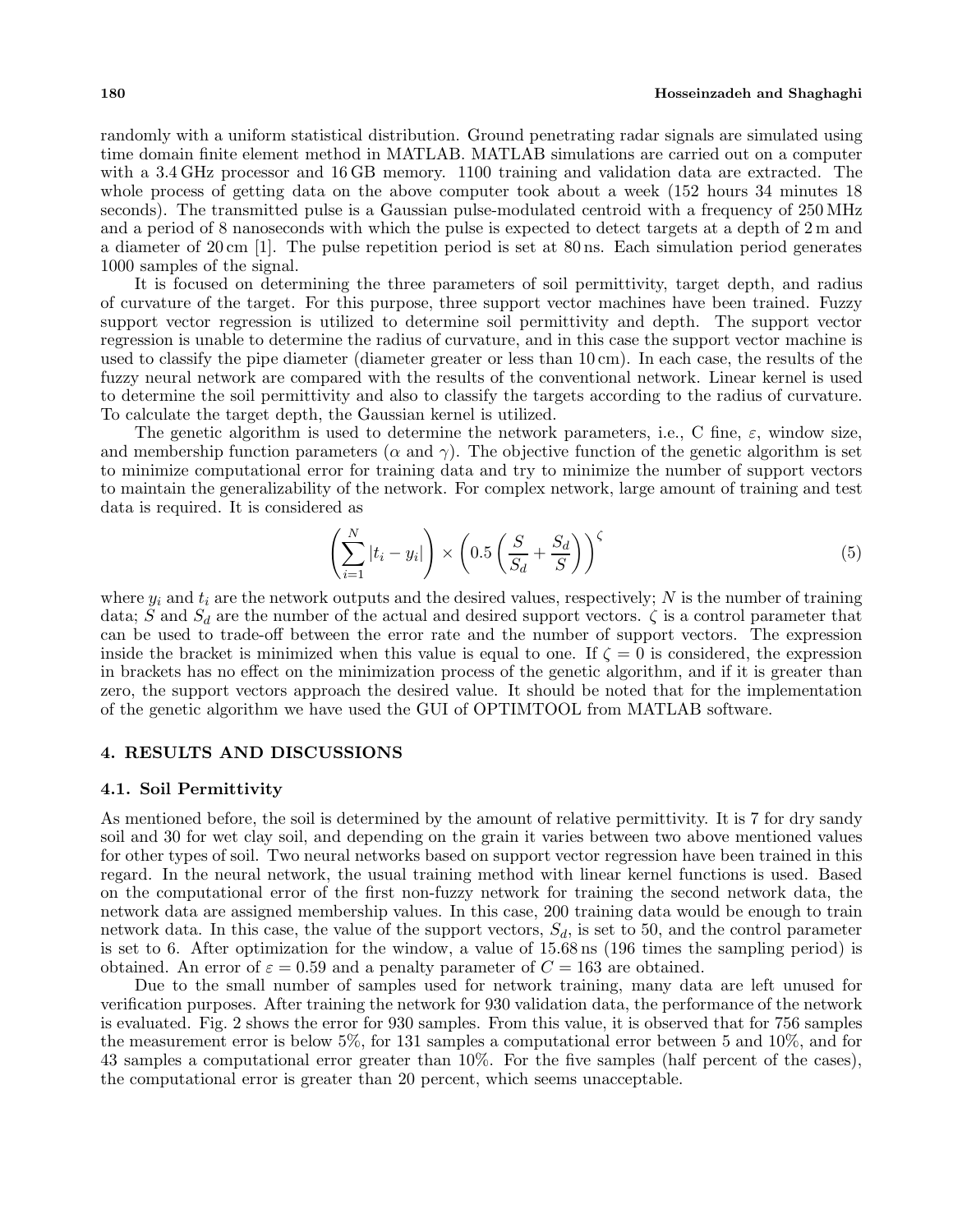randomly with a uniform statistical distribution. Ground penetrating radar signals are simulated using time domain finite element method in MATLAB. MATLAB simulations are carried out on a computer with a 3.4 GHz processor and 16 GB memory. 1100 training and validation data are extracted. The whole process of getting data on the above computer took about a week (152 hours 34 minutes 18 seconds). The transmitted pulse is a Gaussian pulse-modulated centroid with a frequency of 250 MHz and a period of 8 nanoseconds with which the pulse is expected to detect targets at a depth of 2 m and a diameter of 20 cm [1]. The pulse repetition period is set at 80 ns. Each simulation period generates 1000 samples of the signal.

It is focused on determining the three parameters of soil permittivity, target depth, and radius of curvature of the target. For this purpose, three support vector machines have been trained. Fuzzy support vector regression is utilized to determine soil permittivity and depth. The support vector regression is unable to determine the radius of curvature, and in this case the support vector machine is used to classify the pipe diameter (diameter greater or less than 10 cm). In each case, the results of the fuzzy neural network are compared with the results of the conventional network. Linear kernel is used to determine the soil permittivity and also to classify the targets according to the radius of curvature. To calculate the target depth, the Gaussian kernel is utilized.

The genetic algorithm is used to determine the network parameters, i.e., C fine, $\varepsilon$, window size, and membership function parameters ($\alpha$ and $\gamma$). The objective function of the genetic algorithm is set to minimize computational error for training data and try to minimize the number of support vectors to maintain the generalizability of the network. For complex network, large amount of training and test data is required. It is considered as

$$\left(\sum_{i=1}^{N}|t_i - y_i|\right) \times \left(0.5\left(\frac{S}{S_d} + \frac{S_d}{S}\right)\right)^{\zeta} \tag{5}$$

where $y_i$ and $t_i$ are the network outputs and the desired values, respectively; $N$ is the number of training data; $S$ and $S_d$ are the number of the actual and desired support vectors. $\zeta$ is a control parameter that can be used to trade-off between the error rate and the number of support vectors. The expression inside the bracket is minimized when this value is equal to one. If $\zeta = 0$ is considered, the expression in brackets has no effect on the minimization process of the genetic algorithm, and if it is greater than zero, the support vectors approach the desired value. It should be noted that for the implementation of the genetic algorithm we have used the GUI of OPTIMTOOL from MATLAB software.

## 4. RESULTS AND DISCUSSIONS

### 4.1. Soil Permittivity

As mentioned before, the soil is determined by the amount of relative permittivity. It is 7 for dry sandy soil and 30 for wet clay soil, and depending on the grain it varies between two above mentioned values for other types of soil. Two neural networks based on support vector regression have been trained in this regard. In the neural network, the usual training method with linear kernel functions is used. Based on the computational error of the first non-fuzzy network for training the second network data, the network data are assigned membership values. In this case, 200 training data would be enough to train network data. In this case, the value of the support vectors, $S_d$, is set to 50, and the control parameter is set to 6. After optimization for the window, a value of 15.68 ns (196 times the sampling period) is obtained. An error of $\varepsilon = 0.59$ and a penalty parameter of $C = 163$ are obtained.

Due to the small number of samples used for network training, many data are left unused for verification purposes. After training the network for 930 validation data, the performance of the network is evaluated. Fig. 2 shows the error for 930 samples. From this value, it is observed that for 756 samples the measurement error is below 5%, for 131 samples a computational error between 5 and 10%, and for 43 samples a computational error greater than 10%. For the five samples (half percent of the cases), the computational error is greater than 20 percent, which seems unacceptable.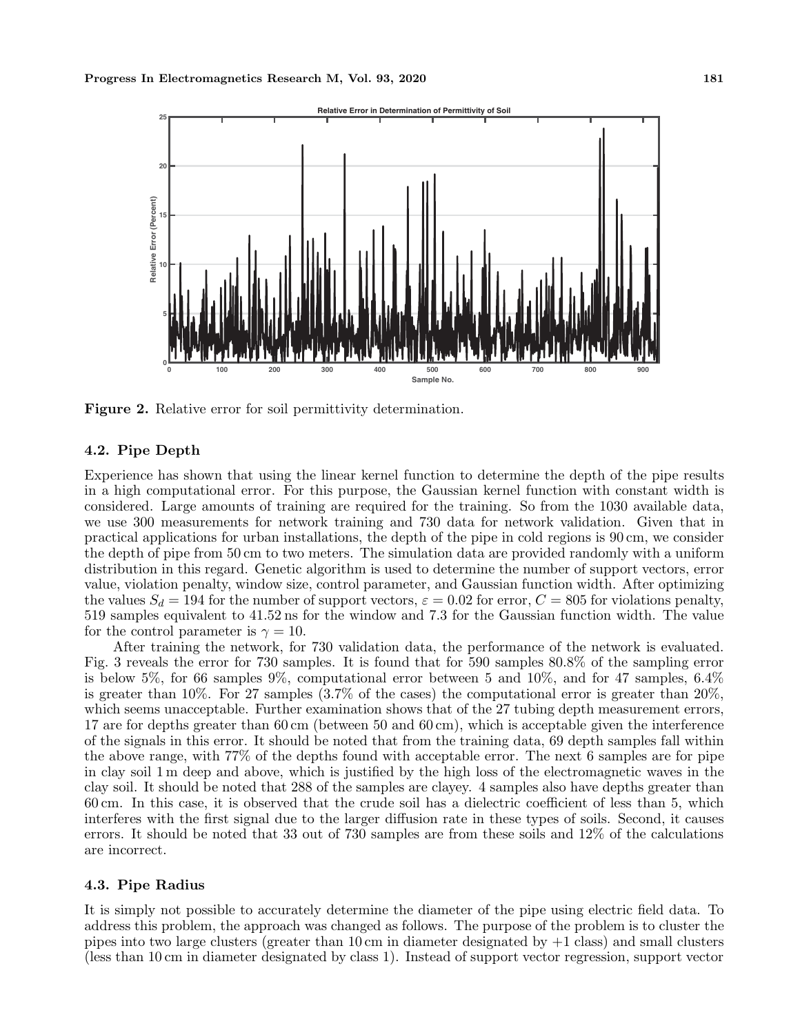Figure 2. Relative error for soil permittivity determination.

### 4.2. Pipe Depth

Experience has shown that using the linear kernel function to determine the depth of the pipe results in a high computational error. For this purpose, the Gaussian kernel function with constant width is considered. Large amounts of training are required for the training. So from the 1030 available data, we use 300 measurements for network training and 730 data for network validation. Given that in practical applications for urban installations, the depth of the pipe in cold regions is 90 cm, we consider the depth of pipe from 50 cm to two meters. The simulation data are provided randomly with a uniform distribution in this regard. Genetic algorithm is used to determine the number of support vectors, error value, violation penalty, window size, control parameter, and Gaussian function width. After optimizing the values $S_d = 194$ for the number of support vectors, $\varepsilon = 0.02$ for error, $C = 805$ for violations penalty, 519 samples equivalent to 41.52 ns for the window and 7.3 for the Gaussian function width. The value for the control parameter is $\gamma = 10$.

After training the network, for 730 validation data, the performance of the network is evaluated. Fig. 3 reveals the error for 730 samples. It is found that for 590 samples 80.8% of the sampling error is below 5%, for 66 samples 9%, computational error between 5 and 10%, and for 47 samples, 6.4% is greater than 10%. For 27 samples (3.7% of the cases) the computational error is greater than 20%, which seems unacceptable. Further examination shows that of the 27 tubing depth measurement errors, 17 are for depths greater than 60 cm (between 50 and 60 cm), which is acceptable given the interference of the signals in this error. It should be noted that from the training data, 69 depth samples fall within the above range, with 77% of the depths found with acceptable error. The next 6 samples are for pipe in clay soil 1 m deep and above, which is justified by the high loss of the electromagnetic waves in the clay soil. It should be noted that 288 of the samples are clayey. 4 samples also have depths greater than 60 cm. In this case, it is observed that the crude soil has a dielectric coefficient of less than 5, which interferes with the first signal due to the larger diffusion rate in these types of soils. Second, it causes errors. It should be noted that 33 out of 730 samples are from these soils and 12% of the calculations are incorrect.

### 4.3. Pipe Radius

It is simply not possible to accurately determine the diameter of the pipe using electric field data. To address this problem, the approach was changed as follows. The purpose of the problem is to cluster the pipes into two large clusters (greater than 10 cm in diameter designated by +1 class) and small clusters (less than 10 cm in diameter designated by class 1). Instead of support vector regression, support vector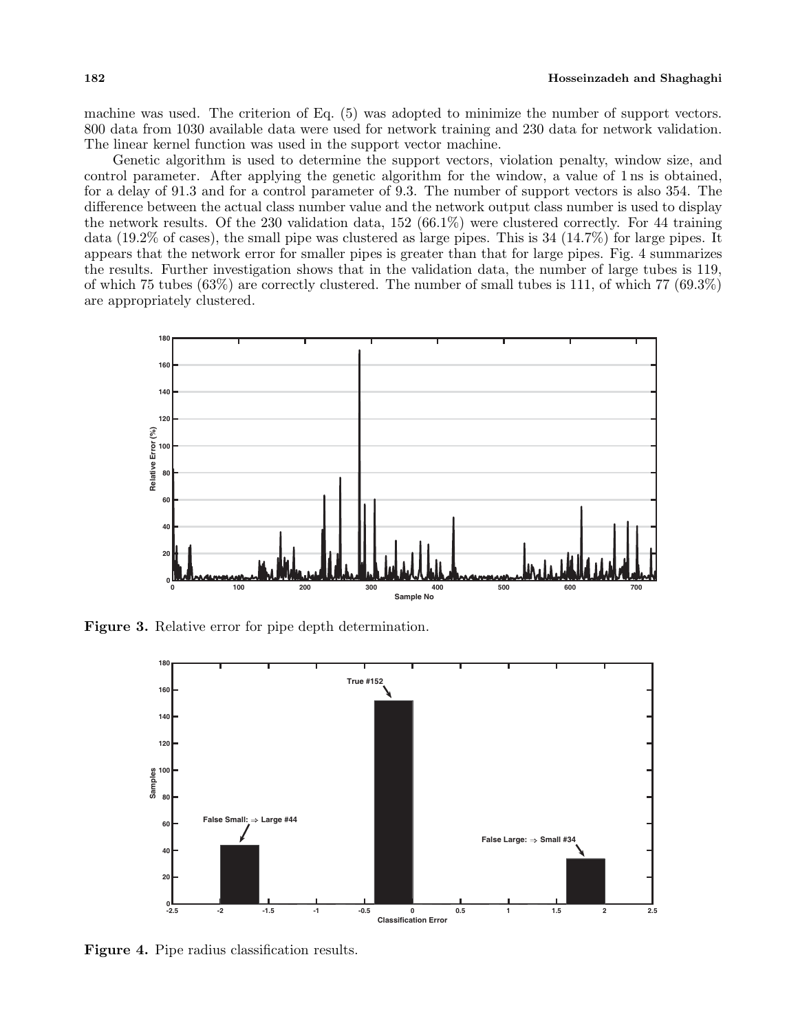machine was used. The criterion of Eq. (5) was adopted to minimize the number of support vectors. 800 data from 1030 available data were used for network training and 230 data for network validation. The linear kernel function was used in the support vector machine.

Genetic algorithm is used to determine the support vectors, violation penalty, window size, and control parameter. After applying the genetic algorithm for the window, a value of 1 ns is obtained, for a delay of 91.3 and for a control parameter of 9.3. The number of support vectors is also 354. The difference between the actual class number value and the network output class number is used to display the network results. Of the 230 validation data, 152 (66.1%) were clustered correctly. For 44 training data (19.2% of cases), the small pipe was clustered as large pipes. This is 34 (14.7%) for large pipes. It appears that the network error for smaller pipes is greater than that for large pipes. Fig. 4 summarizes the results. Further investigation shows that in the validation data, the number of large tubes is 119, of which 75 tubes (63%) are correctly clustered. The number of small tubes is 111, of which 77 (69.3%) are appropriately clustered.

**Figure 3.** Relative error for pipe depth determination.

**Figure 4.** Pipe radius classification results.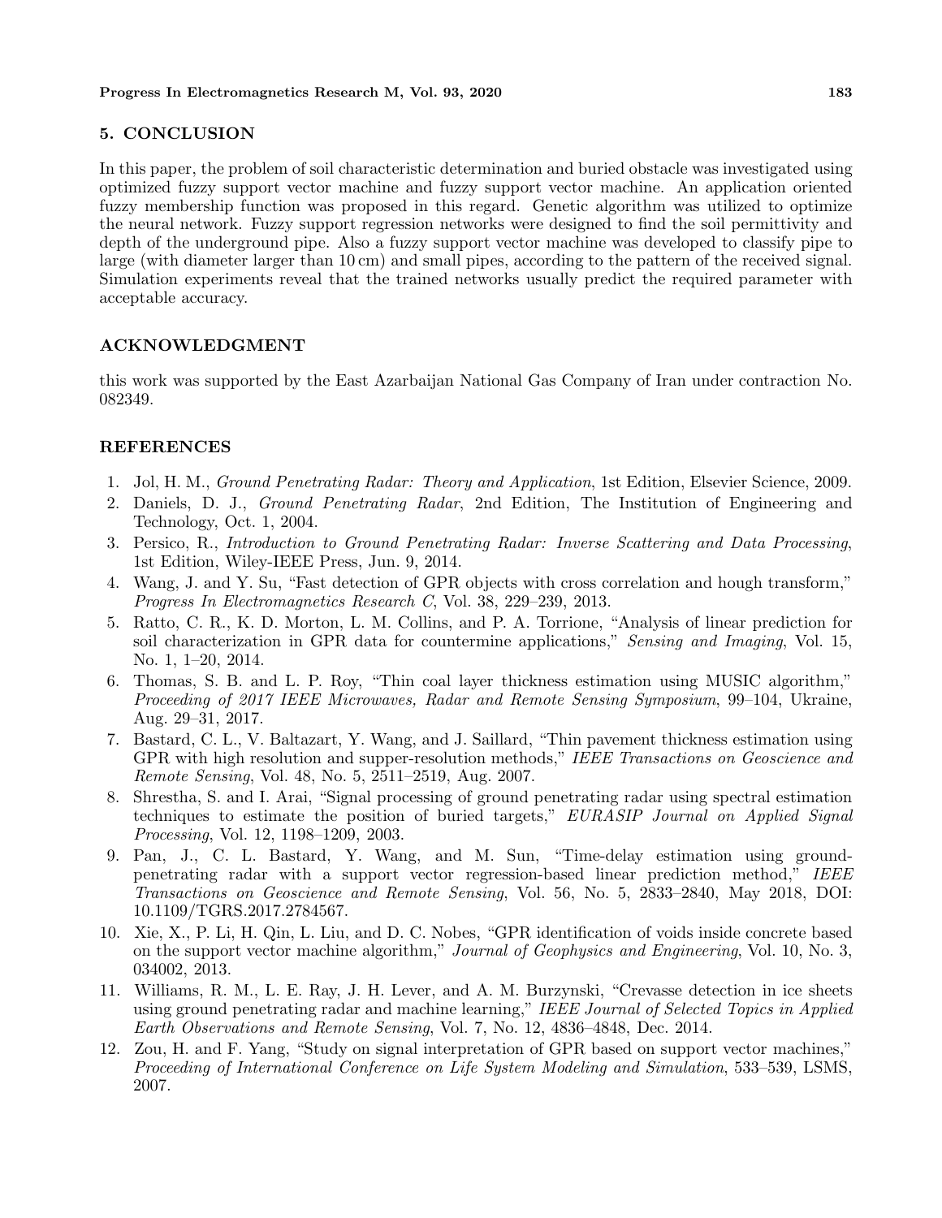## 5. CONCLUSION

In this paper, the problem of soil characteristic determination and buried obstacle was investigated using optimized fuzzy support vector machine and fuzzy support vector machine. An application oriented fuzzy membership function was proposed in this regard. Genetic algorithm was utilized to optimize the neural network. Fuzzy support regression networks were designed to find the soil permittivity and depth of the underground pipe. Also a fuzzy support vector machine was developed to classify pipe to large (with diameter larger than 10 cm) and small pipes, according to the pattern of the received signal. Simulation experiments reveal that the trained networks usually predict the required parameter with acceptable accuracy.

## ACKNOWLEDGMENT

this work was supported by the East Azarbaijan National Gas Company of Iran under contraction No. 082349.

## REFERENCES

1. Jol, H. M., *Ground Penetrating Radar: Theory and Application*, 1st Edition, Elsevier Science, 2009.
2. Daniels, D. J., *Ground Penetrating Radar*, 2nd Edition, The Institution of Engineering and Technology, Oct. 1, 2004.
3. Persico, R., *Introduction to Ground Penetrating Radar: Inverse Scattering and Data Processing*, 1st Edition, Wiley-IEEE Press, Jun. 9, 2014.
4. Wang, J. and Y. Su, "Fast detection of GPR objects with cross correlation and hough transform," *Progress In Electromagnetics Research C*, Vol. 38, 229–239, 2013.
5. Ratto, C. R., K. D. Morton, L. M. Collins, and P. A. Torrione, "Analysis of linear prediction for soil characterization in GPR data for countermine applications," *Sensing and Imaging*, Vol. 15, No. 1, 1–20, 2014.
6. Thomas, S. B. and L. P. Roy, "Thin coal layer thickness estimation using MUSIC algorithm," *Proceeding of 2017 IEEE Microwaves, Radar and Remote Sensing Symposium*, 99–104, Ukraine, Aug. 29–31, 2017.
7. Bastard, C. L., V. Baltazart, Y. Wang, and J. Saillard, "Thin pavement thickness estimation using GPR with high resolution and supper-resolution methods," *IEEE Transactions on Geoscience and Remote Sensing*, Vol. 48, No. 5, 2511–2519, Aug. 2007.
8. Shrestha, S. and I. Arai, "Signal processing of ground penetrating radar using spectral estimation techniques to estimate the position of buried targets," *EURASIP Journal on Applied Signal Processing*, Vol. 12, 1198–1209, 2003.
9. Pan, J., C. L. Bastard, Y. Wang, and M. Sun, "Time-delay estimation using ground-penetrating radar with a support vector regression-based linear prediction method," *IEEE Transactions on Geoscience and Remote Sensing*, Vol. 56, No. 5, 2833–2840, May 2018, DOI: 10.1109/TGRS.2017.2784567.
10. Xie, X., P. Li, H. Qin, L. Liu, and D. C. Nobes, "GPR identification of voids inside concrete based on the support vector machine algorithm," *Journal of Geophysics and Engineering*, Vol. 10, No. 3, 034002, 2013.
11. Williams, R. M., L. E. Ray, J. H. Lever, and A. M. Burzynski, "Crevasse detection in ice sheets using ground penetrating radar and machine learning," *IEEE Journal of Selected Topics in Applied Earth Observations and Remote Sensing*, Vol. 7, No. 12, 4836–4848, Dec. 2014.
12. Zou, H. and F. Yang, "Study on signal interpretation of GPR based on support vector machines," *Proceeding of International Conference on Life System Modeling and Simulation*, 533–539, LSMS, 2007.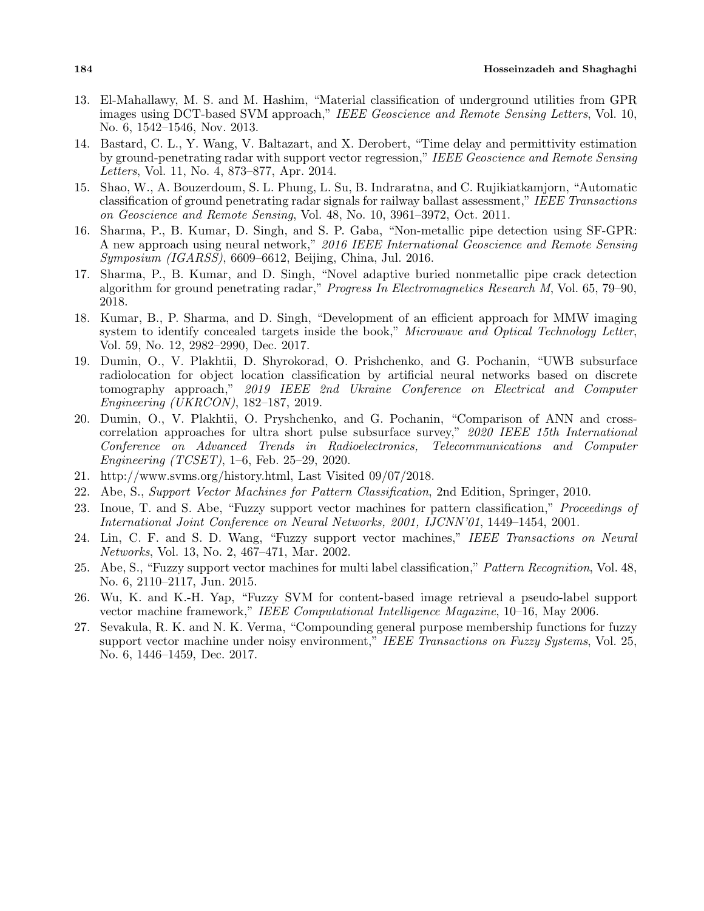13. El-Mahallawy, M. S. and M. Hashim, "Material classification of underground utilities from GPR images using DCT-based SVM approach," *IEEE Geoscience and Remote Sensing Letters*, Vol. 10, No. 6, 1542–1546, Nov. 2013.
14. Bastard, C. L., Y. Wang, V. Baltazart, and X. Derobert, "Time delay and permittivity estimation by ground-penetrating radar with support vector regression," *IEEE Geoscience and Remote Sensing Letters*, Vol. 11, No. 4, 873–877, Apr. 2014.
15. Shao, W., A. Bouzerdoum, S. L. Phung, L. Su, B. Indraratna, and C. Rujikiatkamjorn, "Automatic classification of ground penetrating radar signals for railway ballast assessment," *IEEE Transactions on Geoscience and Remote Sensing*, Vol. 48, No. 10, 3961–3972, Oct. 2011.
16. Sharma, P., B. Kumar, D. Singh, and S. P. Gaba, "Non-metallic pipe detection using SF-GPR: A new approach using neural network," *2016 IEEE International Geoscience and Remote Sensing Symposium (IGARSS)*, 6609–6612, Beijing, China, Jul. 2016.
17. Sharma, P., B. Kumar, and D. Singh, "Novel adaptive buried nonmetallic pipe crack detection algorithm for ground penetrating radar," *Progress In Electromagnetics Research M*, Vol. 65, 79–90, 2018.
18. Kumar, B., P. Sharma, and D. Singh, "Development of an efficient approach for MMW imaging system to identify concealed targets inside the book," *Microwave and Optical Technology Letter*, Vol. 59, No. 12, 2982–2990, Dec. 2017.
19. Dumin, O., V. Plakhtii, D. Shyrokorad, O. Prishchenko, and G. Pochanin, "UWB subsurface radiolocation for object location classification by artificial neural networks based on discrete tomography approach," *2019 IEEE 2nd Ukraine Conference on Electrical and Computer Engineering (UKRCON)*, 182–187, 2019.
20. Dumin, O., V. Plakhtii, O. Pryshchenko, and G. Pochanin, "Comparison of ANN and cross-correlation approaches for ultra short pulse subsurface survey," *2020 IEEE 15th International Conference on Advanced Trends in Radioelectronics, Telecommunications and Computer Engineering (TCSET)*, 1–6, Feb. 25–29, 2020.
21. http://www.svms.org/history.html, Last Visited 09/07/2018.
22. Abe, S., *Support Vector Machines for Pattern Classification*, 2nd Edition, Springer, 2010.
23. Inoue, T. and S. Abe, "Fuzzy support vector machines for pattern classification," *Proceedings of International Joint Conference on Neural Networks, 2001, IJCNN'01*, 1449–1454, 2001.
24. Lin, C. F. and S. D. Wang, "Fuzzy support vector machines," *IEEE Transactions on Neural Networks*, Vol. 13, No. 2, 467–471, Mar. 2002.
25. Abe, S., "Fuzzy support vector machines for multi label classification," *Pattern Recognition*, Vol. 48, No. 6, 2110–2117, Jun. 2015.
26. Wu, K. and K.-H. Yap, "Fuzzy SVM for content-based image retrieval a pseudo-label support vector machine framework," *IEEE Computational Intelligence Magazine*, 10–16, May 2006.
27. Sevakula, R. K. and N. K. Verma, "Compounding general purpose membership functions for fuzzy support vector machine under noisy environment," *IEEE Transactions on Fuzzy Systems*, Vol. 25, No. 6, 1446–1459, Dec. 2017.